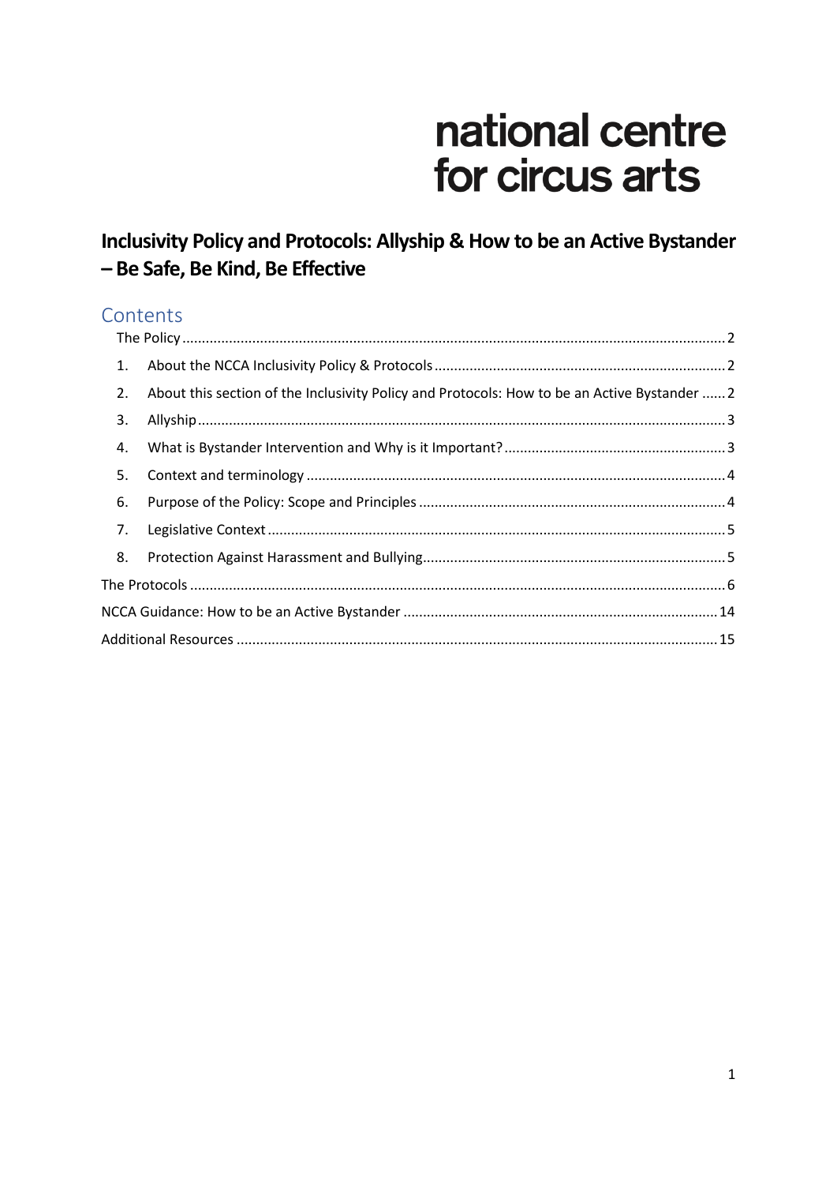national centre
for circus arts

# Inclusivity Policy and Protocols: Allyship & How to be an Active Bystander – Be Safe, Be Kind, Be Effective

## Contents

- The Policy ........ 2
  1. About the NCCA Inclusivity Policy & Protocols ........ 2
  2. About this section of the Inclusivity Policy and Protocols: How to be an Active Bystander ........ 2
  3. Allyship ........ 3
  4. What is Bystander Intervention and Why is it Important? ........ 3
  5. Context and terminology ........ 4
  6. Purpose of the Policy: Scope and Principles ........ 4
  7. Legislative Context ........ 5
  8. Protection Against Harassment and Bullying ........ 5
- The Protocols ........ 6
- NCCA Guidance: How to be an Active Bystander ........ 14
- Additional Resources ........ 15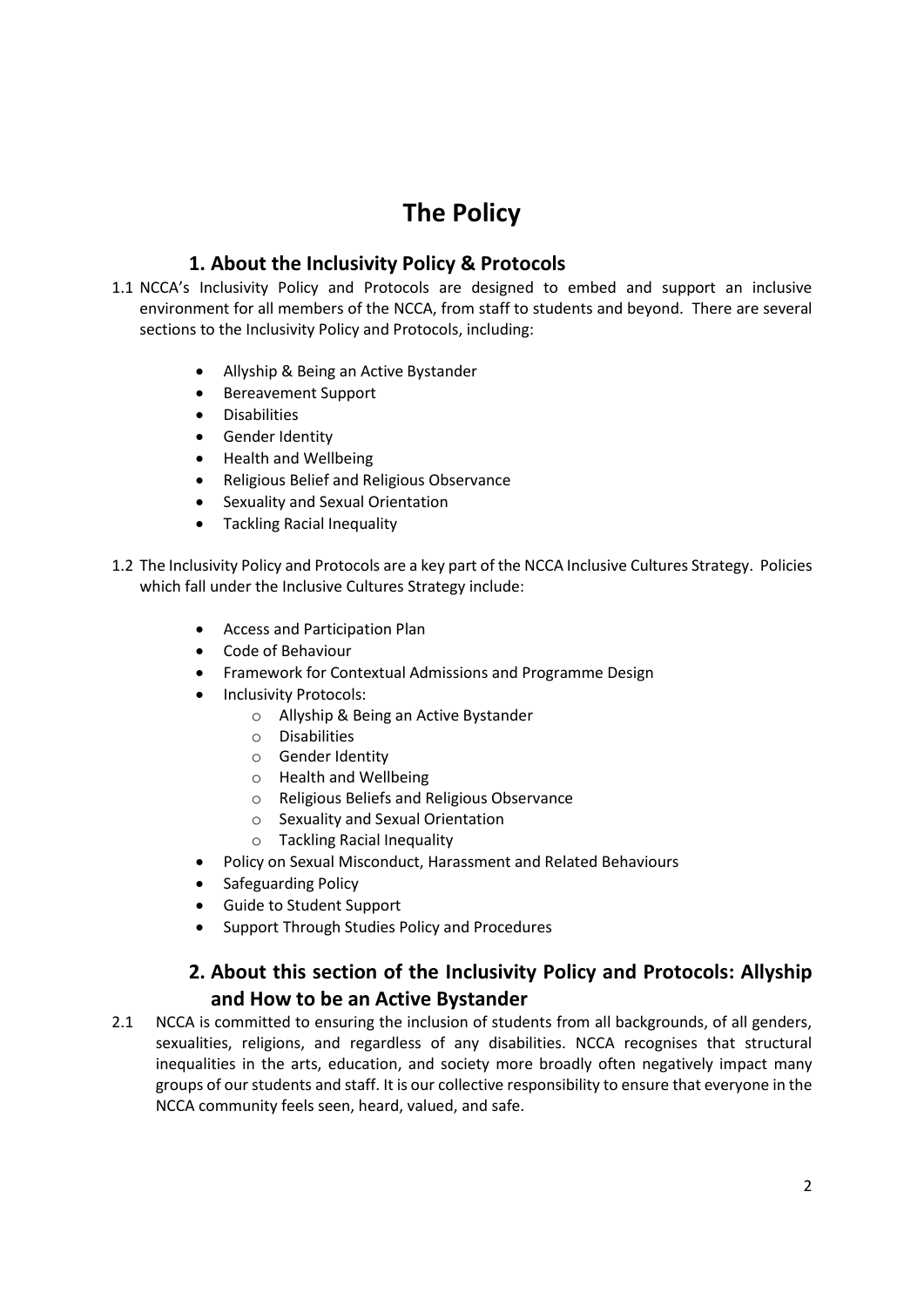# The Policy

## 1. About the Inclusivity Policy & Protocols

1.1 NCCA's Inclusivity Policy and Protocols are designed to embed and support an inclusive environment for all members of the NCCA, from staff to students and beyond. There are several sections to the Inclusivity Policy and Protocols, including:

- Allyship & Being an Active Bystander
- Bereavement Support
- Disabilities
- Gender Identity
- Health and Wellbeing
- Religious Belief and Religious Observance
- Sexuality and Sexual Orientation
- Tackling Racial Inequality

1.2 The Inclusivity Policy and Protocols are a key part of the NCCA Inclusive Cultures Strategy. Policies which fall under the Inclusive Cultures Strategy include:

- Access and Participation Plan
- Code of Behaviour
- Framework for Contextual Admissions and Programme Design
- Inclusivity Protocols:
  - Allyship & Being an Active Bystander
  - Disabilities
  - Gender Identity
  - Health and Wellbeing
  - Religious Beliefs and Religious Observance
  - Sexuality and Sexual Orientation
  - Tackling Racial Inequality
- Policy on Sexual Misconduct, Harassment and Related Behaviours
- Safeguarding Policy
- Guide to Student Support
- Support Through Studies Policy and Procedures

## 2. About this section of the Inclusivity Policy and Protocols: Allyship and How to be an Active Bystander

2.1 NCCA is committed to ensuring the inclusion of students from all backgrounds, of all genders, sexualities, religions, and regardless of any disabilities. NCCA recognises that structural inequalities in the arts, education, and society more broadly often negatively impact many groups of our students and staff. It is our collective responsibility to ensure that everyone in the NCCA community feels seen, heard, valued, and safe.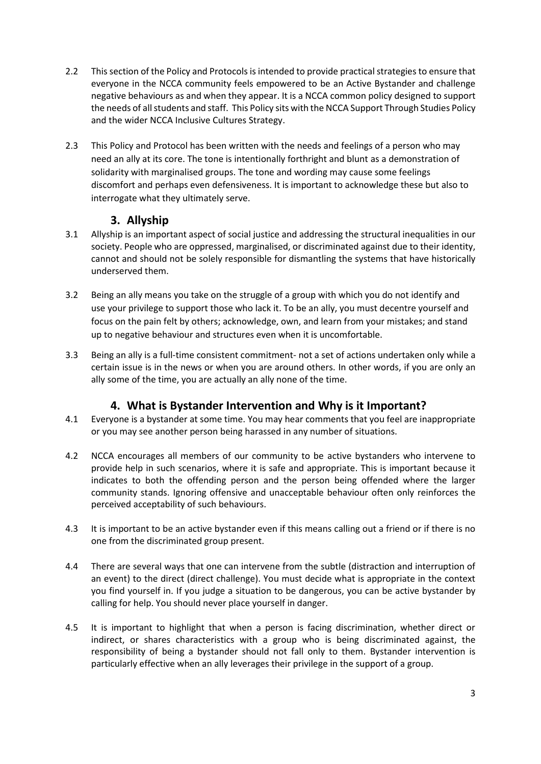2.2 This section of the Policy and Protocols is intended to provide practical strategies to ensure that everyone in the NCCA community feels empowered to be an Active Bystander and challenge negative behaviours as and when they appear. It is a NCCA common policy designed to support the needs of all students and staff. This Policy sits with the NCCA Support Through Studies Policy and the wider NCCA Inclusive Cultures Strategy.

2.3 This Policy and Protocol has been written with the needs and feelings of a person who may need an ally at its core. The tone is intentionally forthright and blunt as a demonstration of solidarity with marginalised groups. The tone and wording may cause some feelings discomfort and perhaps even defensiveness. It is important to acknowledge these but also to interrogate what they ultimately serve.

## 3. Allyship

3.1 Allyship is an important aspect of social justice and addressing the structural inequalities in our society. People who are oppressed, marginalised, or discriminated against due to their identity, cannot and should not be solely responsible for dismantling the systems that have historically underserved them.

3.2 Being an ally means you take on the struggle of a group with which you do not identify and use your privilege to support those who lack it. To be an ally, you must decentre yourself and focus on the pain felt by others; acknowledge, own, and learn from your mistakes; and stand up to negative behaviour and structures even when it is uncomfortable.

3.3 Being an ally is a full-time consistent commitment- not a set of actions undertaken only while a certain issue is in the news or when you are around others. In other words, if you are only an ally some of the time, you are actually an ally none of the time.

## 4. What is Bystander Intervention and Why is it Important?

4.1 Everyone is a bystander at some time. You may hear comments that you feel are inappropriate or you may see another person being harassed in any number of situations.

4.2 NCCA encourages all members of our community to be active bystanders who intervene to provide help in such scenarios, where it is safe and appropriate. This is important because it indicates to both the offending person and the person being offended where the larger community stands. Ignoring offensive and unacceptable behaviour often only reinforces the perceived acceptability of such behaviours.

4.3 It is important to be an active bystander even if this means calling out a friend or if there is no one from the discriminated group present.

4.4 There are several ways that one can intervene from the subtle (distraction and interruption of an event) to the direct (direct challenge). You must decide what is appropriate in the context you find yourself in. If you judge a situation to be dangerous, you can be active bystander by calling for help. You should never place yourself in danger.

4.5 It is important to highlight that when a person is facing discrimination, whether direct or indirect, or shares characteristics with a group who is being discriminated against, the responsibility of being a bystander should not fall only to them. Bystander intervention is particularly effective when an ally leverages their privilege in the support of a group.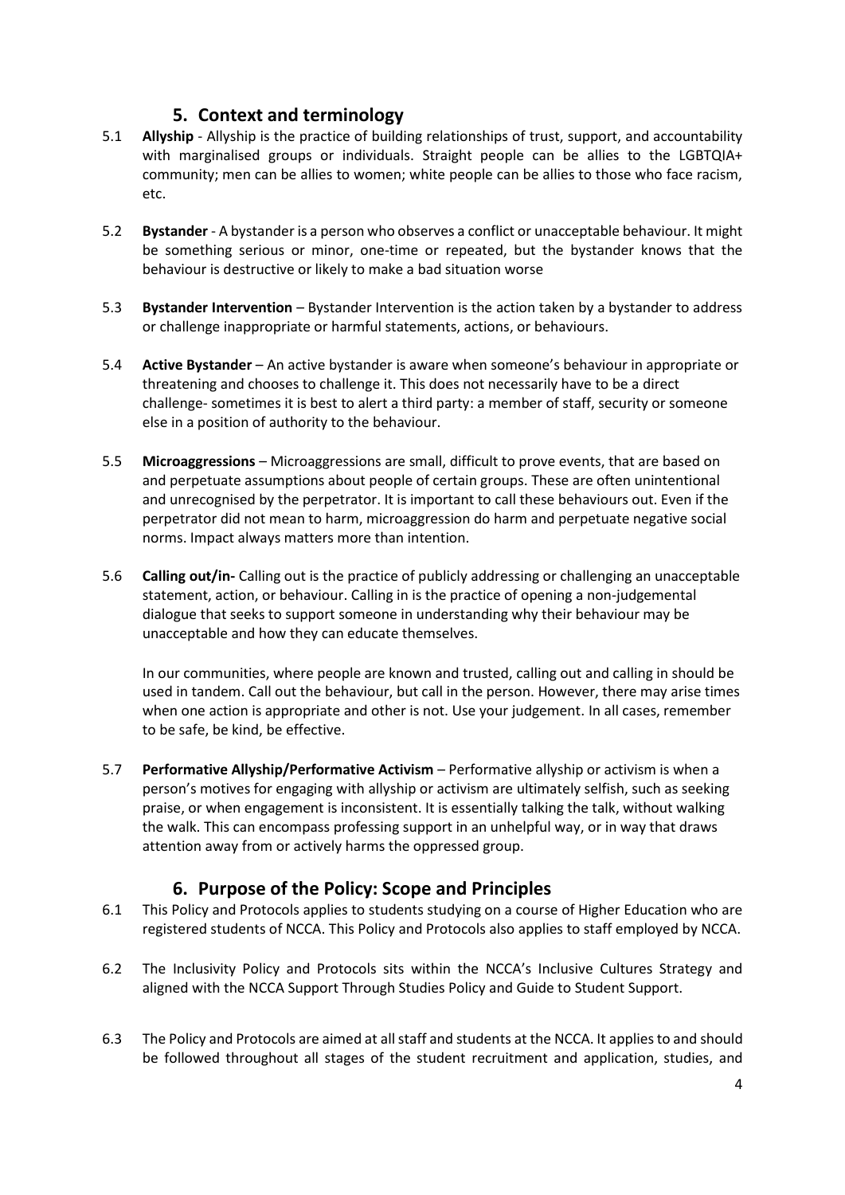## 5. Context and terminology

5.1 **Allyship** - Allyship is the practice of building relationships of trust, support, and accountability with marginalised groups or individuals. Straight people can be allies to the LGBTQIA+ community; men can be allies to women; white people can be allies to those who face racism, etc.

5.2 **Bystander** - A bystander is a person who observes a conflict or unacceptable behaviour. It might be something serious or minor, one-time or repeated, but the bystander knows that the behaviour is destructive or likely to make a bad situation worse

5.3 **Bystander Intervention** – Bystander Intervention is the action taken by a bystander to address or challenge inappropriate or harmful statements, actions, or behaviours.

5.4 **Active Bystander** – An active bystander is aware when someone's behaviour in appropriate or threatening and chooses to challenge it. This does not necessarily have to be a direct challenge- sometimes it is best to alert a third party: a member of staff, security or someone else in a position of authority to the behaviour.

5.5 **Microaggressions** – Microaggressions are small, difficult to prove events, that are based on and perpetuate assumptions about people of certain groups. These are often unintentional and unrecognised by the perpetrator. It is important to call these behaviours out. Even if the perpetrator did not mean to harm, microaggression do harm and perpetuate negative social norms. Impact always matters more than intention.

5.6 **Calling out/in-** Calling out is the practice of publicly addressing or challenging an unacceptable statement, action, or behaviour. Calling in is the practice of opening a non-judgemental dialogue that seeks to support someone in understanding why their behaviour may be unacceptable and how they can educate themselves.

In our communities, where people are known and trusted, calling out and calling in should be used in tandem. Call out the behaviour, but call in the person. However, there may arise times when one action is appropriate and other is not. Use your judgement. In all cases, remember to be safe, be kind, be effective.

5.7 **Performative Allyship/Performative Activism** – Performative allyship or activism is when a person's motives for engaging with allyship or activism are ultimately selfish, such as seeking praise, or when engagement is inconsistent. It is essentially talking the talk, without walking the walk. This can encompass professing support in an unhelpful way, or in way that draws attention away from or actively harms the oppressed group.

## 6. Purpose of the Policy: Scope and Principles

6.1 This Policy and Protocols applies to students studying on a course of Higher Education who are registered students of NCCA. This Policy and Protocols also applies to staff employed by NCCA.

6.2 The Inclusivity Policy and Protocols sits within the NCCA's Inclusive Cultures Strategy and aligned with the NCCA Support Through Studies Policy and Guide to Student Support.

6.3 The Policy and Protocols are aimed at all staff and students at the NCCA. It applies to and should be followed throughout all stages of the student recruitment and application, studies, and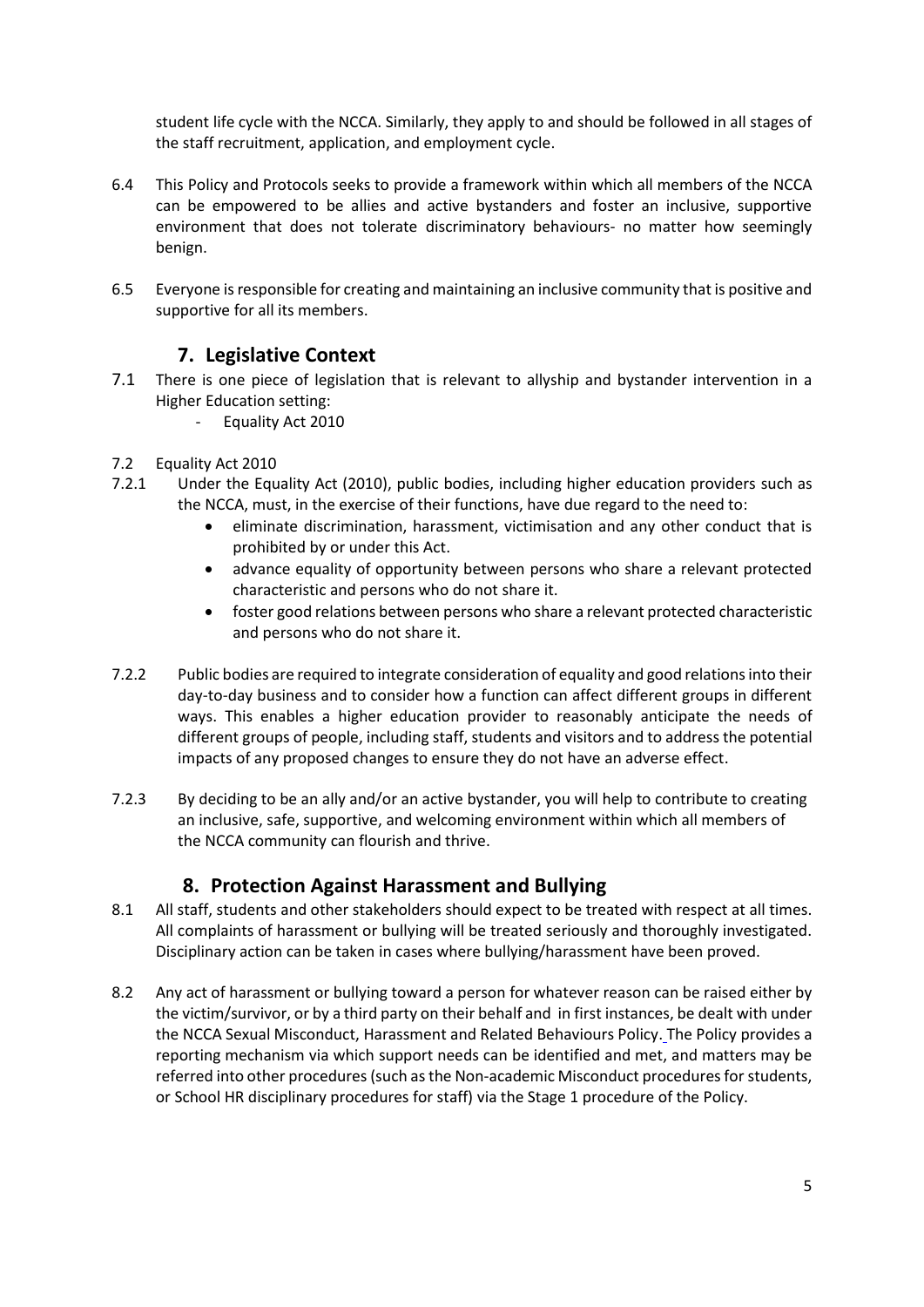student life cycle with the NCCA. Similarly, they apply to and should be followed in all stages of the staff recruitment, application, and employment cycle.

6.4 This Policy and Protocols seeks to provide a framework within which all members of the NCCA can be empowered to be allies and active bystanders and foster an inclusive, supportive environment that does not tolerate discriminatory behaviours- no matter how seemingly benign.

6.5 Everyone is responsible for creating and maintaining an inclusive community that is positive and supportive for all its members.

## 7. Legislative Context

7.1 There is one piece of legislation that is relevant to allyship and bystander intervention in a Higher Education setting:

- Equality Act 2010

7.2 Equality Act 2010

7.2.1 Under the Equality Act (2010), public bodies, including higher education providers such as the NCCA, must, in the exercise of their functions, have due regard to the need to:

- eliminate discrimination, harassment, victimisation and any other conduct that is prohibited by or under this Act.
- advance equality of opportunity between persons who share a relevant protected characteristic and persons who do not share it.
- foster good relations between persons who share a relevant protected characteristic and persons who do not share it.

7.2.2 Public bodies are required to integrate consideration of equality and good relations into their day-to-day business and to consider how a function can affect different groups in different ways. This enables a higher education provider to reasonably anticipate the needs of different groups of people, including staff, students and visitors and to address the potential impacts of any proposed changes to ensure they do not have an adverse effect.

7.2.3 By deciding to be an ally and/or an active bystander, you will help to contribute to creating an inclusive, safe, supportive, and welcoming environment within which all members of the NCCA community can flourish and thrive.

## 8. Protection Against Harassment and Bullying

8.1 All staff, students and other stakeholders should expect to be treated with respect at all times. All complaints of harassment or bullying will be treated seriously and thoroughly investigated. Disciplinary action can be taken in cases where bullying/harassment have been proved.

8.2 Any act of harassment or bullying toward a person for whatever reason can be raised either by the victim/survivor, or by a third party on their behalf and in first instances, be dealt with under the NCCA Sexual Misconduct, Harassment and Related Behaviours Policy. The Policy provides a reporting mechanism via which support needs can be identified and met, and matters may be referred into other procedures (such as the Non-academic Misconduct procedures for students, or School HR disciplinary procedures for staff) via the Stage 1 procedure of the Policy.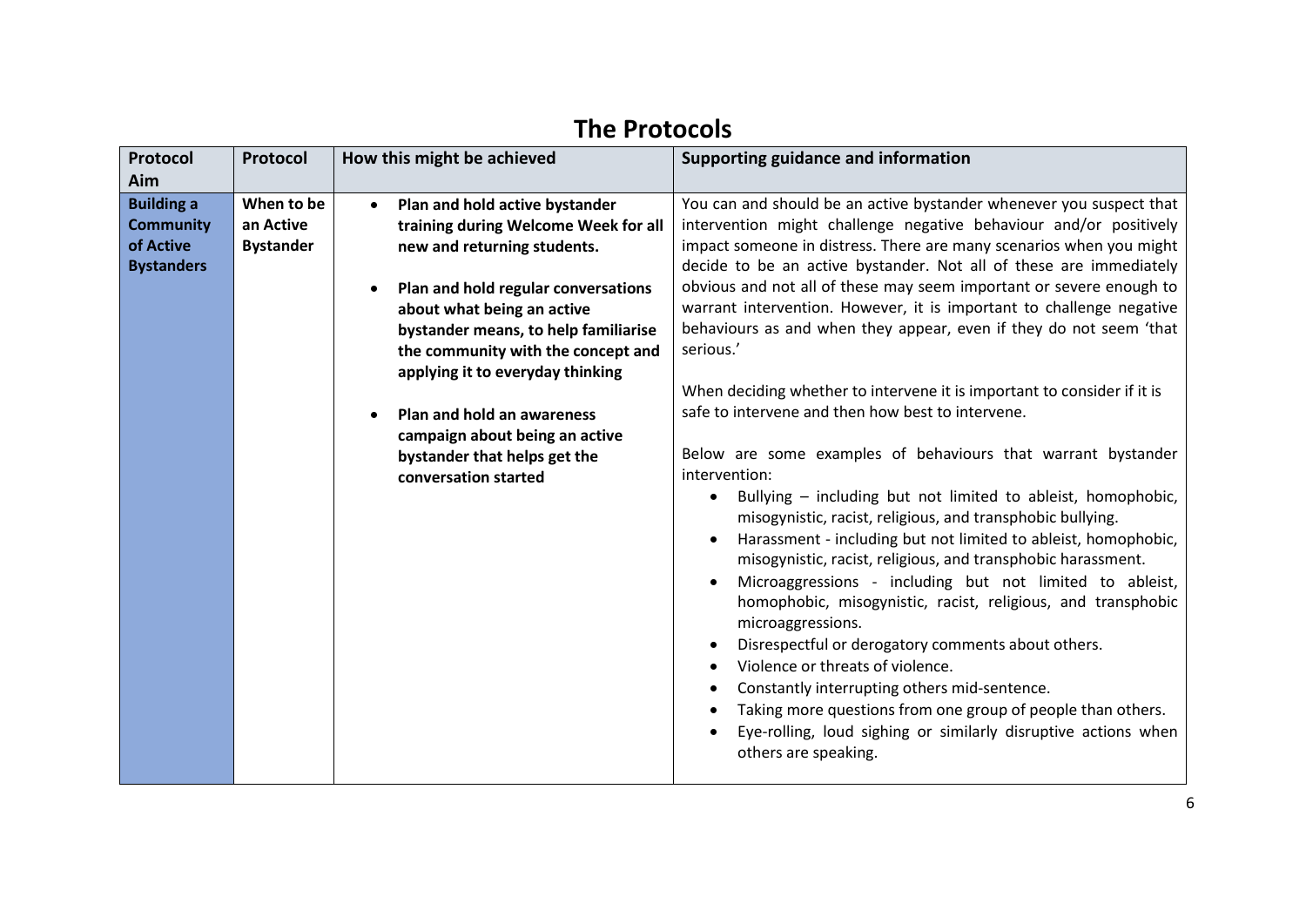# The Protocols

| Protocol Aim | Protocol | How this might be achieved | Supporting guidance and information |
| --- | --- | --- | --- |
| **Building a Community of Active Bystanders** | **When to be an Active Bystander** | • **Plan and hold active bystander training during Welcome Week for all new and returning students.**<br><br>• **Plan and hold regular conversations about what being an active bystander means, to help familiarise the community with the concept and applying it to everyday thinking**<br><br>• **Plan and hold an awareness campaign about being an active bystander that helps get the conversation started** | You can and should be an active bystander whenever you suspect that intervention might challenge negative behaviour and/or positively impact someone in distress. There are many scenarios when you might decide to be an active bystander. Not all of these are immediately obvious and not all of these may seem important or severe enough to warrant intervention. However, it is important to challenge negative behaviours as and when they appear, even if they do not seem 'that serious.'<br><br>When deciding whether to intervene it is important to consider if it is safe to intervene and then how best to intervene.<br><br>Below are some examples of behaviours that warrant bystander intervention:<br>• Bullying – including but not limited to ableist, homophobic, misogynistic, racist, religious, and transphobic bullying.<br>• Harassment - including but not limited to ableist, homophobic, misogynistic, racist, religious, and transphobic harassment.<br>• Microaggressions - including but not limited to ableist, homophobic, misogynistic, racist, religious, and transphobic microaggressions.<br>• Disrespectful or derogatory comments about others.<br>• Violence or threats of violence.<br>• Constantly interrupting others mid-sentence.<br>• Taking more questions from one group of people than others.<br>• Eye-rolling, loud sighing or similarly disruptive actions when others are speaking. |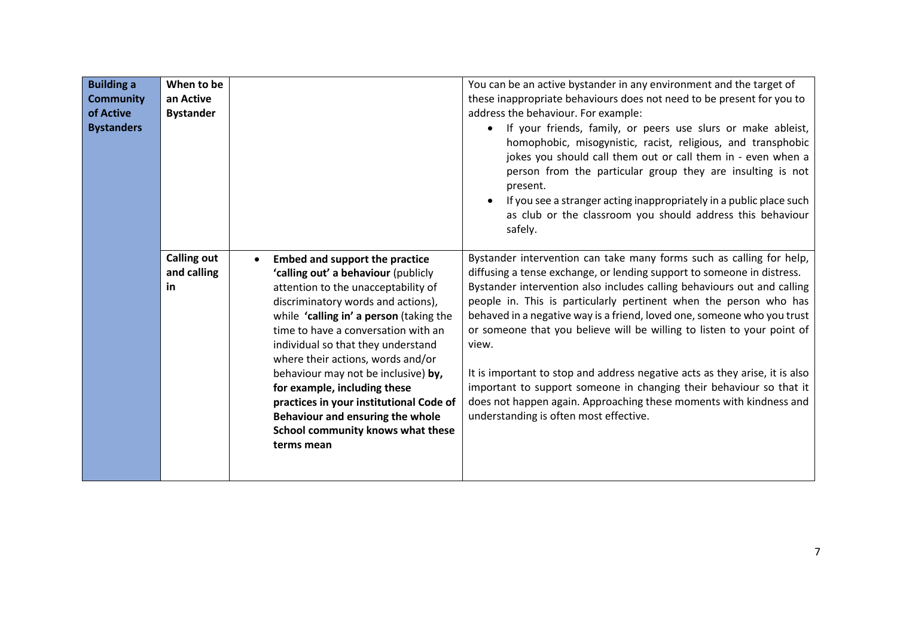| | | | |
|---|---|---|---|
| **Building a Community of Active Bystanders** | **When to be an Active Bystander** | | You can be an active bystander in any environment and the target of these inappropriate behaviours does not need to be present for you to address the behaviour. For example:<br>• If your friends, family, or peers use slurs or make ableist, homophobic, misogynistic, racist, religious, and transphobic jokes you should call them out or call them in - even when a person from the particular group they are insulting is not present.<br>• If you see a stranger acting inappropriately in a public place such as club or the classroom you should address this behaviour safely. |
| | **Calling out and calling in** | • **Embed and support the practice 'calling out' a behaviour** (publicly attention to the unacceptability of discriminatory words and actions), while **'calling in' a person** (taking the time to have a conversation with an individual so that they understand where their actions, words and/or behaviour may not be inclusive) **by, for example, including these practices in your institutional Code of Behaviour and ensuring the whole School community knows what these terms mean** | Bystander intervention can take many forms such as calling for help, diffusing a tense exchange, or lending support to someone in distress. Bystander intervention also includes calling behaviours out and calling people in. This is particularly pertinent when the person who has behaved in a negative way is a friend, loved one, someone who you trust or someone that you believe will be willing to listen to your point of view.<br><br>It is important to stop and address negative acts as they arise, it is also important to support someone in changing their behaviour so that it does not happen again. Approaching these moments with kindness and understanding is often most effective. |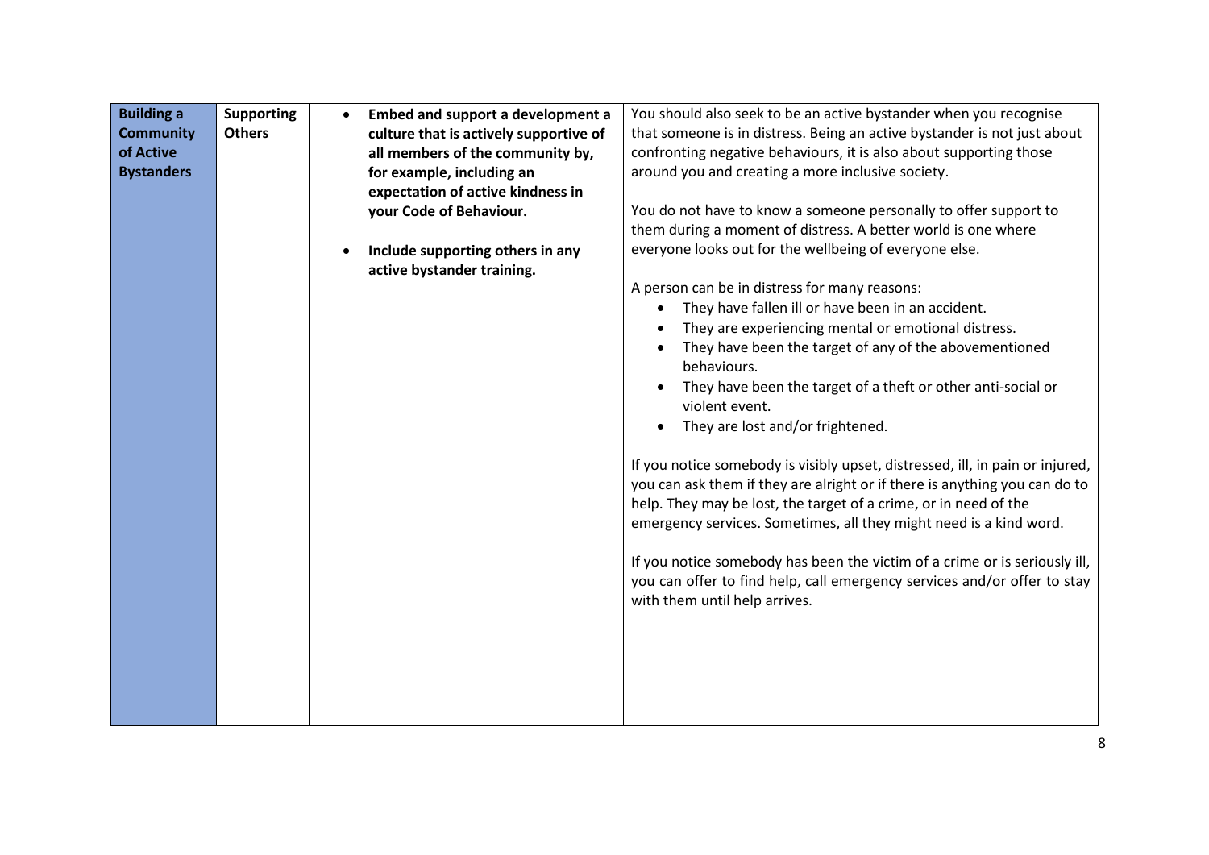| **Building a Community of Active Bystanders** | **Supporting Others** | <ul><li>**Embed and support a development a culture that is actively supportive of all members of the community by, for example, including an expectation of active kindness in your Code of Behaviour.**</li><li>**Include supporting others in any active bystander training.**</li></ul> | You should also seek to be an active bystander when you recognise that someone is in distress. Being an active bystander is not just about confronting negative behaviours, it is also about supporting those around you and creating a more inclusive society.<br><br>You do not have to know a someone personally to offer support to them during a moment of distress. A better world is one where everyone looks out for the wellbeing of everyone else.<br><br>A person can be in distress for many reasons:<ul><li>They have fallen ill or have been in an accident.</li><li>They are experiencing mental or emotional distress.</li><li>They have been the target of any of the abovementioned behaviours.</li><li>They have been the target of a theft or other anti-social or violent event.</li><li>They are lost and/or frightened.</li></ul>If you notice somebody is visibly upset, distressed, ill, in pain or injured, you can ask them if they are alright or if there is anything you can do to help. They may be lost, the target of a crime, or in need of the emergency services. Sometimes, all they might need is a kind word.<br><br>If you notice somebody has been the victim of a crime or is seriously ill, you can offer to find help, call emergency services and/or offer to stay with them until help arrives. |
|---|---|---|---|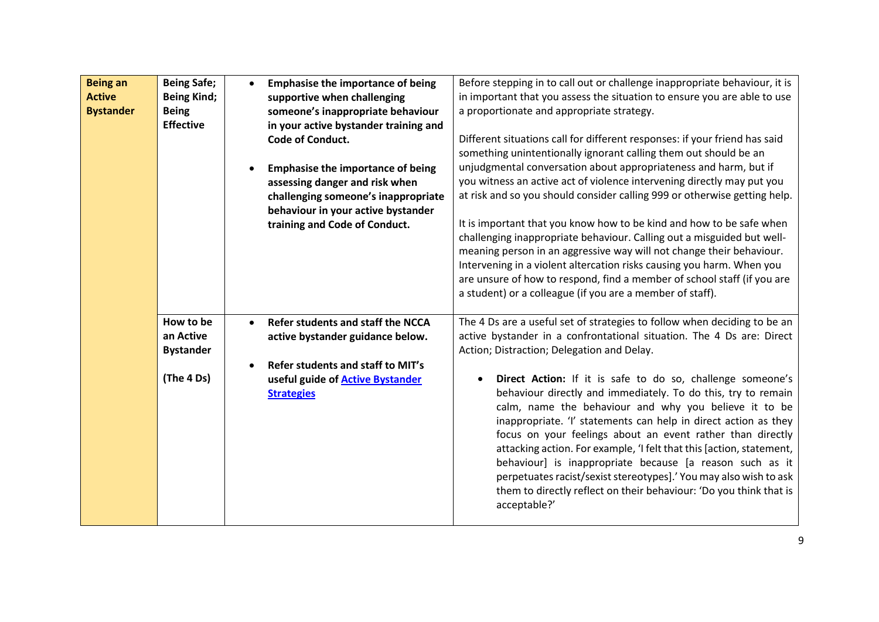| | | | |
|---|---|---|---|
| **Being an Active Bystander** | **Being Safe; Being Kind; Being Effective** | • **Emphasise the importance of being supportive when challenging someone's inappropriate behaviour in your active bystander training and Code of Conduct.**<br><br>• **Emphasise the importance of being assessing danger and risk when challenging someone's inappropriate behaviour in your active bystander training and Code of Conduct.** | Before stepping in to call out or challenge inappropriate behaviour, it is in important that you assess the situation to ensure you are able to use a proportionate and appropriate strategy.<br><br>Different situations call for different responses: if your friend has said something unintentionally ignorant calling them out should be an unjudgmental conversation about appropriateness and harm, but if you witness an active act of violence intervening directly may put you at risk and so you should consider calling 999 or otherwise getting help.<br><br>It is important that you know how to be kind and how to be safe when challenging inappropriate behaviour. Calling out a misguided but well-meaning person in an aggressive way will not change their behaviour. Intervening in a violent altercation risks causing you harm. When you are unsure of how to respond, find a member of school staff (if you are a student) or a colleague (if you are a member of staff). |
| | **How to be an Active Bystander**<br><br>**(The 4 Ds)** | • **Refer students and staff the NCCA active bystander guidance below.**<br><br>• **Refer students and staff to MIT's useful guide of Active Bystander Strategies** | The 4 Ds are a useful set of strategies to follow when deciding to be an active bystander in a confrontational situation. The 4 Ds are: Direct Action; Distraction; Delegation and Delay.<br><br>• **Direct Action:** If it is safe to do so, challenge someone's behaviour directly and immediately. To do this, try to remain calm, name the behaviour and why you believe it to be inappropriate. 'I' statements can help in direct action as they focus on your feelings about an event rather than directly attacking action. For example, 'I felt that this [action, statement, behaviour] is inappropriate because [a reason such as it perpetuates racist/sexist stereotypes].' You may also wish to ask them to directly reflect on their behaviour: 'Do you think that is acceptable?' |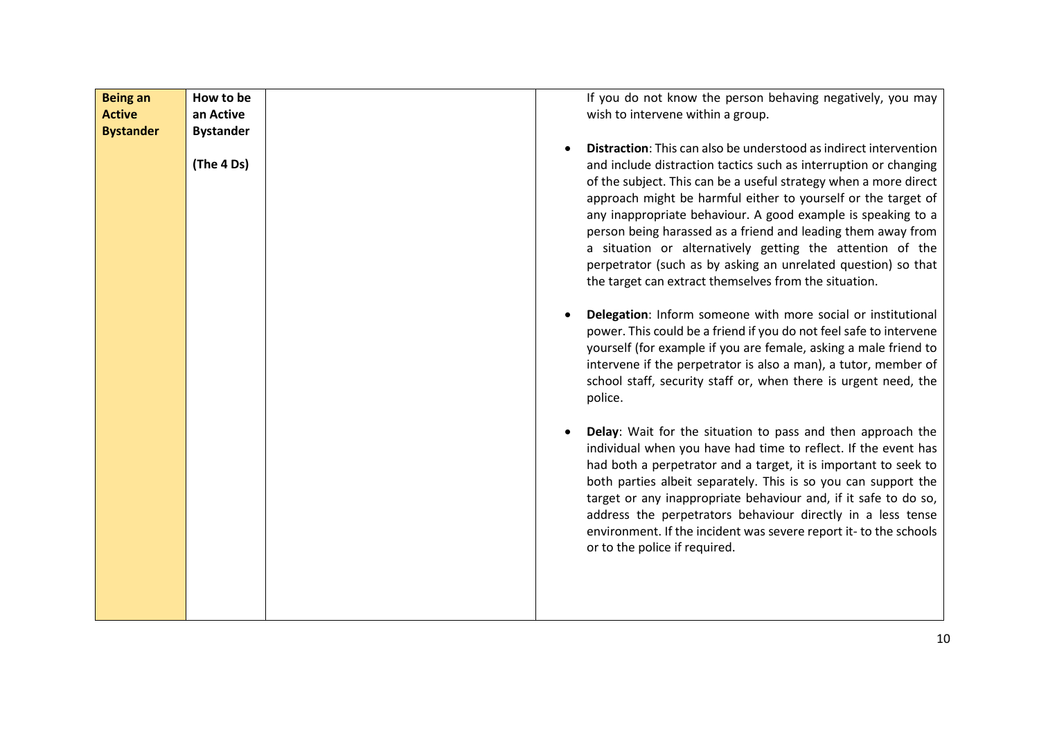| Being an Active Bystander | How to be an Active Bystander<br><br>(The 4 Ds) | | If you do not know the person behaving negatively, you may wish to intervene within a group.<br><br>• **Distraction**: This can also be understood as indirect intervention and include distraction tactics such as interruption or changing of the subject. This can be a useful strategy when a more direct approach might be harmful either to yourself or the target of any inappropriate behaviour. A good example is speaking to a person being harassed as a friend and leading them away from a situation or alternatively getting the attention of the perpetrator (such as by asking an unrelated question) so that the target can extract themselves from the situation.<br><br>• **Delegation**: Inform someone with more social or institutional power. This could be a friend if you do not feel safe to intervene yourself (for example if you are female, asking a male friend to intervene if the perpetrator is also a man), a tutor, member of school staff, security staff or, when there is urgent need, the police.<br><br>• **Delay**: Wait for the situation to pass and then approach the individual when you have had time to reflect. If the event has had both a perpetrator and a target, it is important to seek to both parties albeit separately. This is so you can support the target or any inappropriate behaviour and, if it safe to do so, address the perpetrators behaviour directly in a less tense environment. If the incident was severe report it- to the schools or to the police if required. |
|---|---|---|---|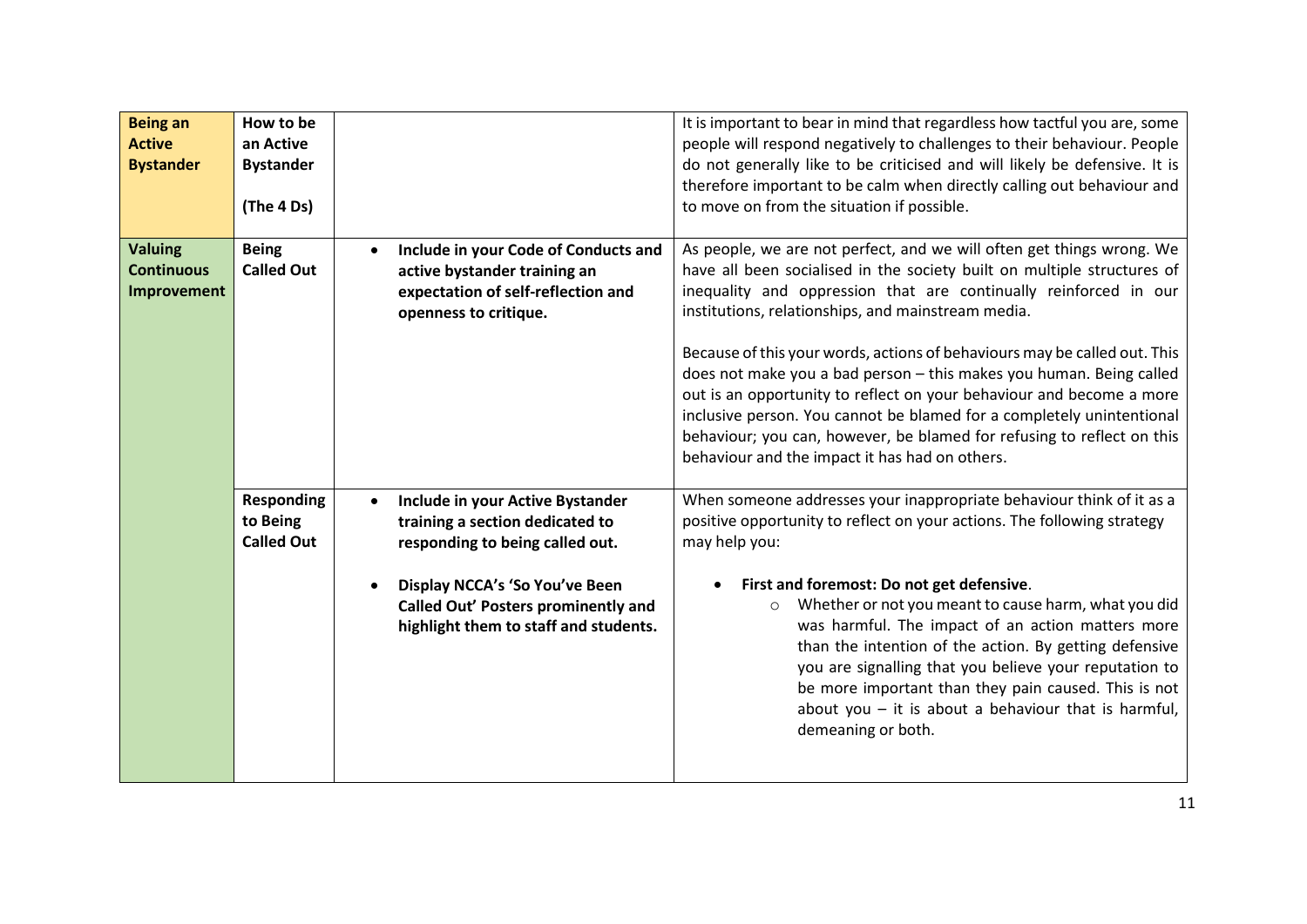| | | | |
|---|---|---|---|
| **Being an Active Bystander** | **How to be an Active Bystander**<br><br>**(The 4 Ds)** | | It is important to bear in mind that regardless how tactful you are, some people will respond negatively to challenges to their behaviour. People do not generally like to be criticised and will likely be defensive. It is therefore important to be calm when directly calling out behaviour and to move on from the situation if possible. |
| **Valuing Continuous Improvement** | **Being Called Out** | • **Include in your Code of Conducts and active bystander training an expectation of self-reflection and openness to critique.** | As people, we are not perfect, and we will often get things wrong. We have all been socialised in the society built on multiple structures of inequality and oppression that are continually reinforced in our institutions, relationships, and mainstream media.<br><br>Because of this your words, actions of behaviours may be called out. This does not make you a bad person – this makes you human. Being called out is an opportunity to reflect on your behaviour and become a more inclusive person. You cannot be blamed for a completely unintentional behaviour; you can, however, be blamed for refusing to reflect on this behaviour and the impact it has had on others. |
| | **Responding to Being Called Out** | • **Include in your Active Bystander training a section dedicated to responding to being called out.**<br><br>• **Display NCCA's 'So You've Been Called Out' Posters prominently and highlight them to staff and students.** | When someone addresses your inappropriate behaviour think of it as a positive opportunity to reflect on your actions. The following strategy may help you:<br><br>• **First and foremost: Do not get defensive**.<br>  ○ Whether or not you meant to cause harm, what you did was harmful. The impact of an action matters more than the intention of the action. By getting defensive you are signalling that you believe your reputation to be more important than they pain caused. This is not about you – it is about a behaviour that is harmful, demeaning or both. |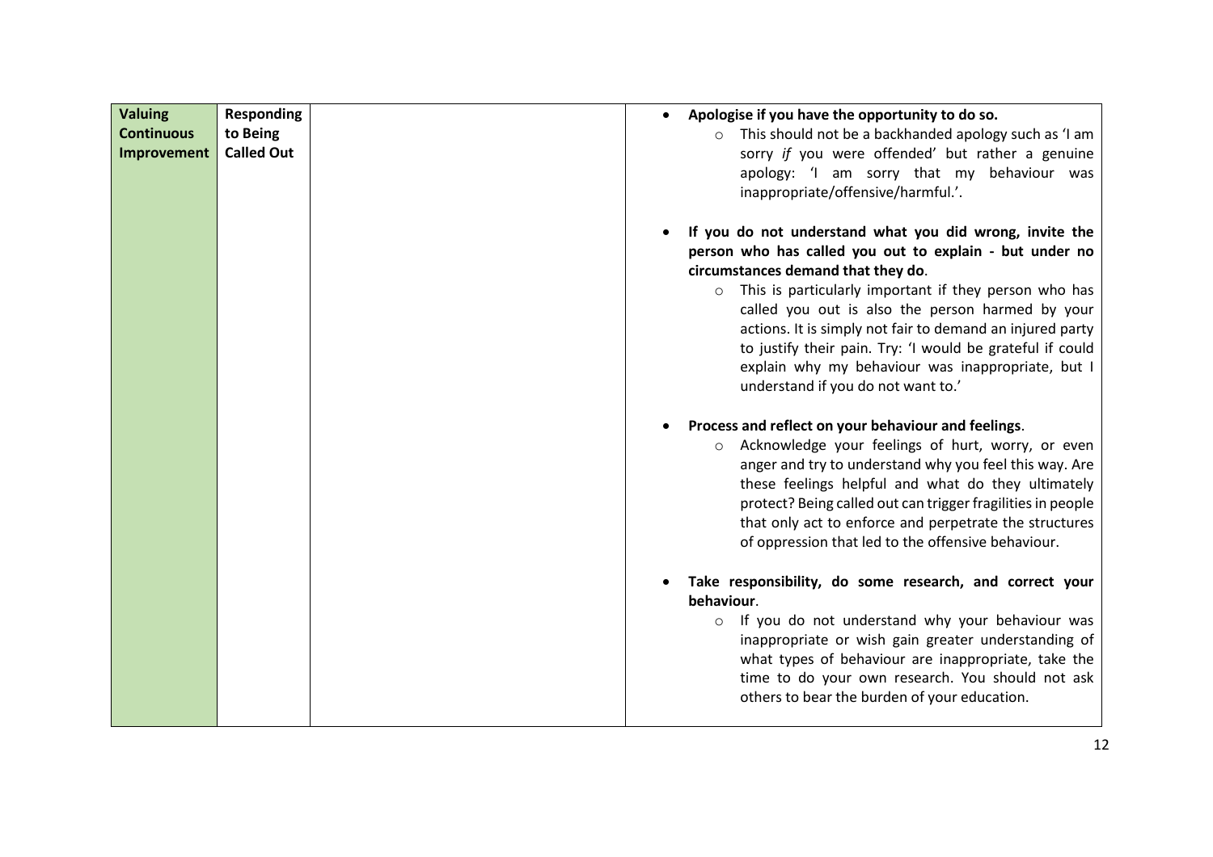| Valuing Continuous Improvement | Responding to Being Called Out | | • **Apologise if you have the opportunity to do so.**<br>  ○ This should not be a backhanded apology such as 'I am sorry *if* you were offended' but rather a genuine apology: 'I am sorry that my behaviour was inappropriate/offensive/harmful.'.<br><br>• **If you do not understand what you did wrong, invite the person who has called you out to explain - but under no circumstances demand that they do**.<br>  ○ This is particularly important if they person who has called you out is also the person harmed by your actions. It is simply not fair to demand an injured party to justify their pain. Try: 'I would be grateful if could explain why my behaviour was inappropriate, but I understand if you do not want to.'<br><br>• **Process and reflect on your behaviour and feelings**.<br>  ○ Acknowledge your feelings of hurt, worry, or even anger and try to understand why you feel this way. Are these feelings helpful and what do they ultimately protect? Being called out can trigger fragilities in people that only act to enforce and perpetrate the structures of oppression that led to the offensive behaviour.<br><br>• **Take responsibility, do some research, and correct your behaviour**.<br>  ○ If you do not understand why your behaviour was inappropriate or wish gain greater understanding of what types of behaviour are inappropriate, take the time to do your own research. You should not ask others to bear the burden of your education. |
|---|---|---|---|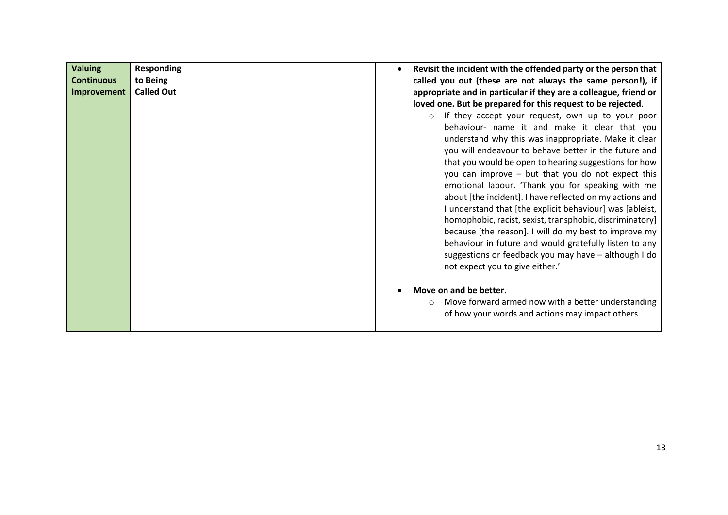| Valuing Continuous Improvement | Responding to Being Called Out | | <ul><li>**Revisit the incident with the offended party or the person that called you out (these are not always the same person!), if appropriate and in particular if they are a colleague, friend or loved one. But be prepared for this request to be rejected**.<ul><li>If they accept your request, own up to your poor behaviour- name it and make it clear that you understand why this was inappropriate. Make it clear you will endeavour to behave better in the future and that you would be open to hearing suggestions for how you can improve – but that you do not expect this emotional labour. 'Thank you for speaking with me about [the incident]. I have reflected on my actions and I understand that [the explicit behaviour] was [ableist, homophobic, racist, sexist, transphobic, discriminatory] because [the reason]. I will do my best to improve my behaviour in future and would gratefully listen to any suggestions or feedback you may have – although I do not expect you to give either.'</li></ul></li><li>**Move on and be better**.<ul><li>Move forward armed now with a better understanding of how your words and actions may impact others.</li></ul></li></ul> |
|---|---|---|---|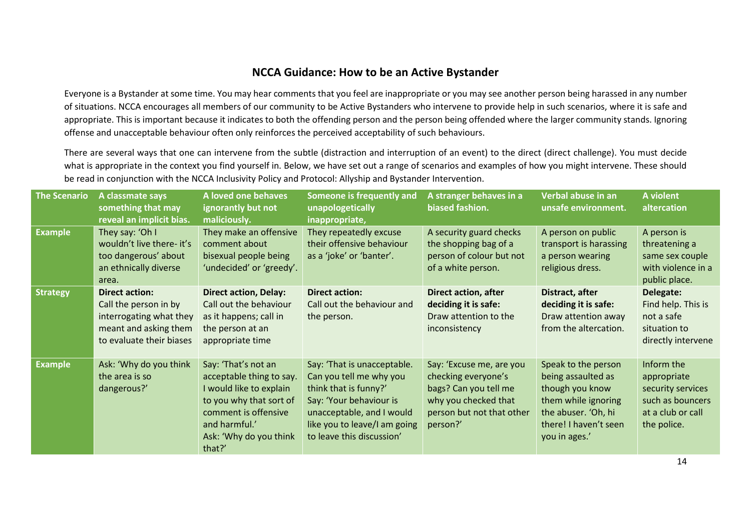## NCCA Guidance: How to be an Active Bystander

Everyone is a Bystander at some time. You may hear comments that you feel are inappropriate or you may see another person being harassed in any number of situations. NCCA encourages all members of our community to be Active Bystanders who intervene to provide help in such scenarios, where it is safe and appropriate. This is important because it indicates to both the offending person and the person being offended where the larger community stands. Ignoring offense and unacceptable behaviour often only reinforces the perceived acceptability of such behaviours.

There are several ways that one can intervene from the subtle (distraction and interruption of an event) to the direct (direct challenge). You must decide what is appropriate in the context you find yourself in. Below, we have set out a range of scenarios and examples of how you might intervene. These should be read in conjunction with the NCCA Inclusivity Policy and Protocol: Allyship and Bystander Intervention.

| The Scenario | A classmate says something that may reveal an implicit bias. | A loved one behaves ignorantly but not maliciously. | Someone is frequently and unapologetically inappropriate, | A stranger behaves in a biased fashion. | Verbal abuse in an unsafe environment. | A violent altercation |
|---|---|---|---|---|---|---|
| **Example** | They say: 'Oh I wouldn't live there- it's too dangerous' about an ethnically diverse area. | They make an offensive comment about bisexual people being 'undecided' or 'greedy'. | They repeatedly excuse their offensive behaviour as a 'joke' or 'banter'. | A security guard checks the shopping bag of a person of colour but not of a white person. | A person on public transport is harassing a person wearing religious dress. | A person is threatening a same sex couple with violence in a public place. |
| **Strategy** | **Direct action:** Call the person in by interrogating what they meant and asking them to evaluate their biases | **Direct action, Delay:** Call out the behaviour as it happens; call in the person at an appropriate time | **Direct action:** Call out the behaviour and the person. | **Direct action, after deciding it is safe:** Draw attention to the inconsistency | **Distract, after deciding it is safe:** Draw attention away from the altercation. | **Delegate:** Find help. This is not a safe situation to directly intervene |
| **Example** | Ask: 'Why do you think the area is so dangerous?' | Say: 'That's not an acceptable thing to say. I would like to explain to you why that sort of comment is offensive and harmful.' Ask: 'Why do you think that?' | Say: 'That is unacceptable. Can you tell me why you think that is funny?' Say: 'Your behaviour is unacceptable, and I would like you to leave/I am going to leave this discussion' | Say: 'Excuse me, are you checking everyone's bags? Can you tell me why you checked that person but not that other person?' | Speak to the person being assaulted as though you know them while ignoring the abuser. 'Oh, hi there! I haven't seen you in ages.' | Inform the appropriate security services such as bouncers at a club or call the police. |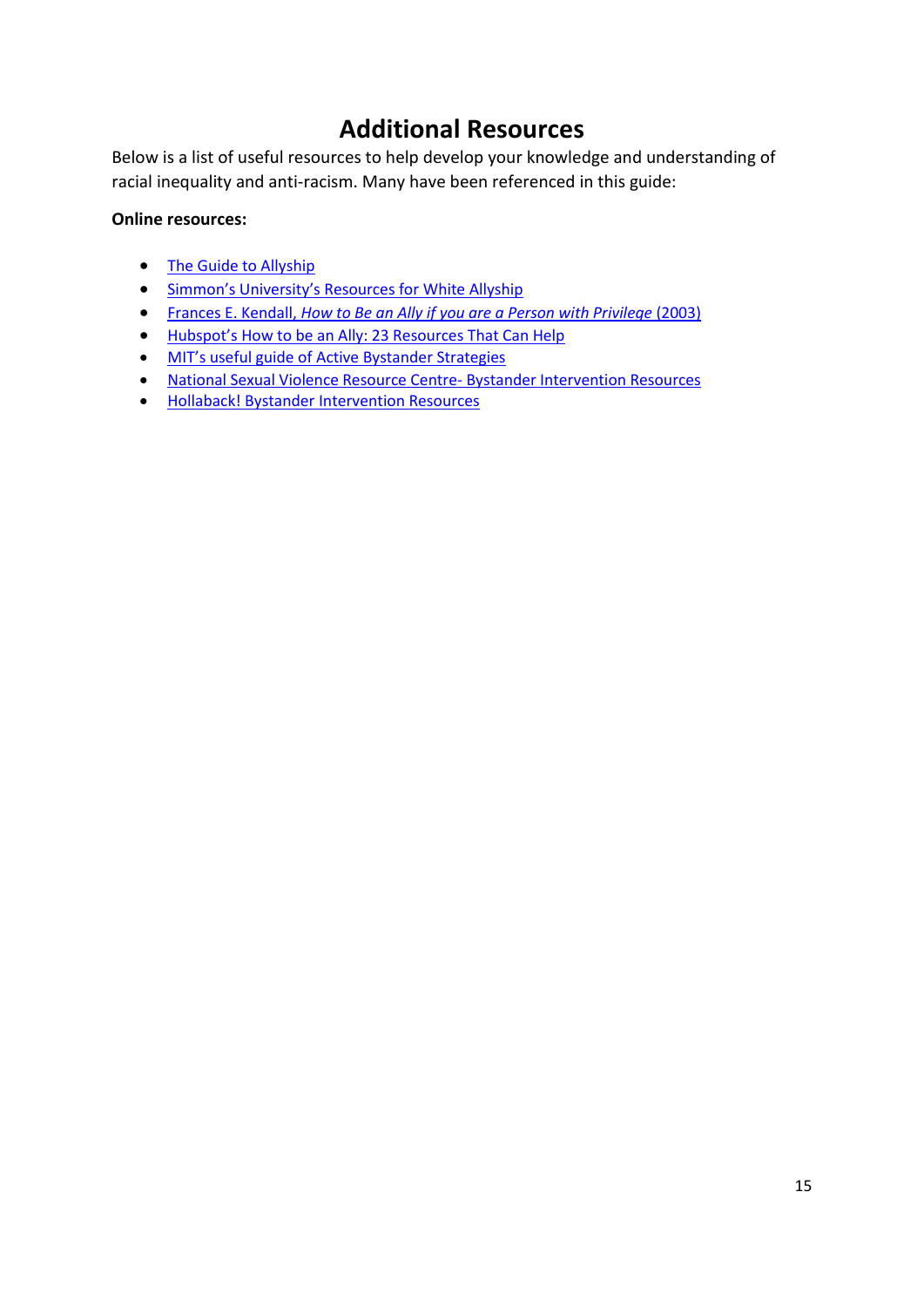# Additional Resources

Below is a list of useful resources to help develop your knowledge and understanding of racial inequality and anti-racism. Many have been referenced in this guide:

**Online resources:**

- The Guide to Allyship
- Simmon's University's Resources for White Allyship
- Frances E. Kendall, *How to Be an Ally if you are a Person with Privilege* (2003)
- Hubspot's How to be an Ally: 23 Resources That Can Help
- MIT's useful guide of Active Bystander Strategies
- National Sexual Violence Resource Centre- Bystander Intervention Resources
- Hollaback! Bystander Intervention Resources